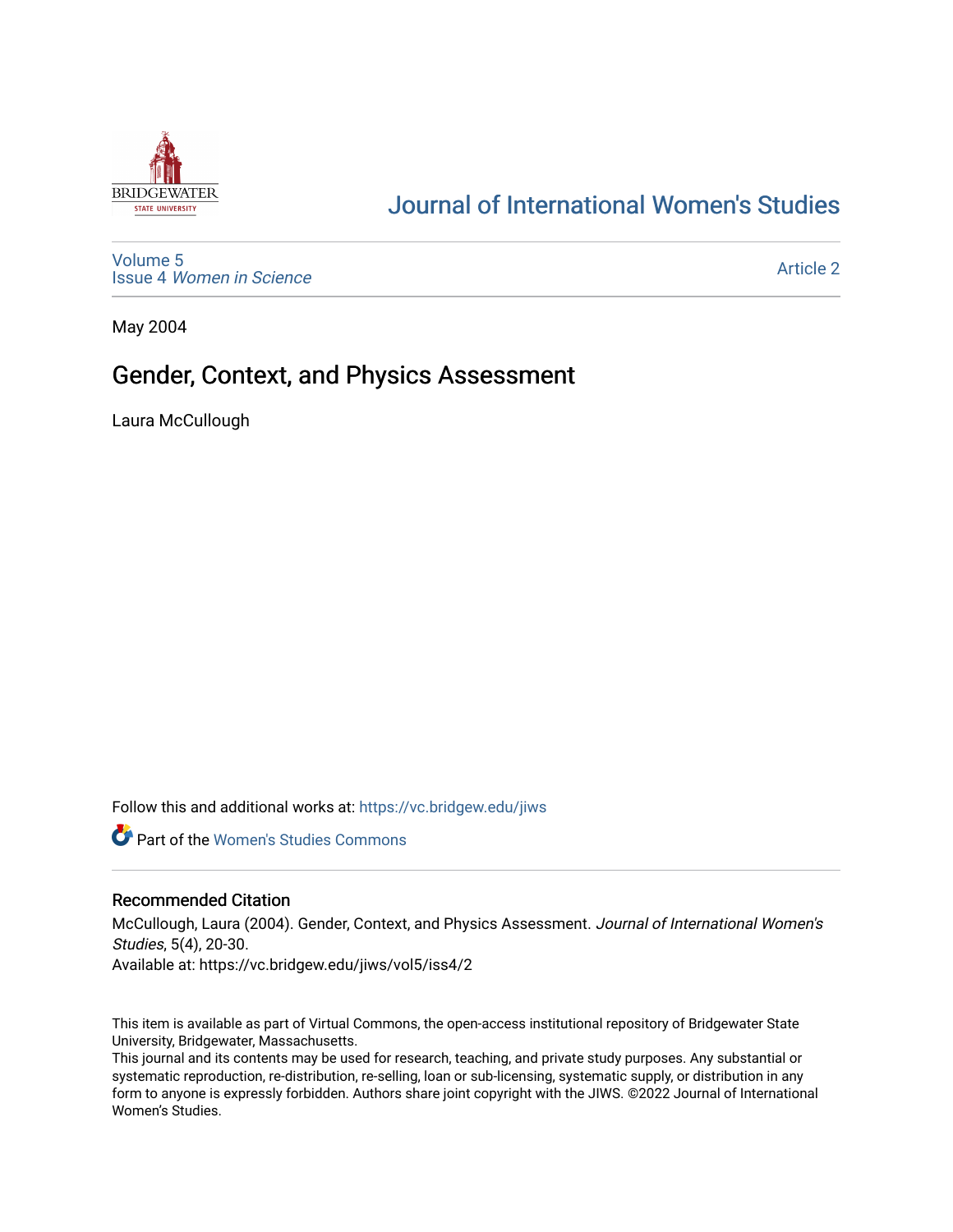Journal of International Women's Studies

Volume 5
Issue 4 *Women in Science*

Article 2

May 2004

# Gender, Context, and Physics Assessment

Laura McCullough

Follow this and additional works at: https://vc.bridgew.edu/jiws

Part of the Women's Studies Commons

## Recommended Citation

McCullough, Laura (2004). Gender, Context, and Physics Assessment. *Journal of International Women's Studies*, 5(4), 20-30.
Available at: https://vc.bridgew.edu/jiws/vol5/iss4/2

This item is available as part of Virtual Commons, the open-access institutional repository of Bridgewater State University, Bridgewater, Massachusetts.
This journal and its contents may be used for research, teaching, and private study purposes. Any substantial or systematic reproduction, re-distribution, re-selling, loan or sub-licensing, systematic supply, or distribution in any form to anyone is expressly forbidden. Authors share joint copyright with the JIWS. ©2022 Journal of International Women's Studies.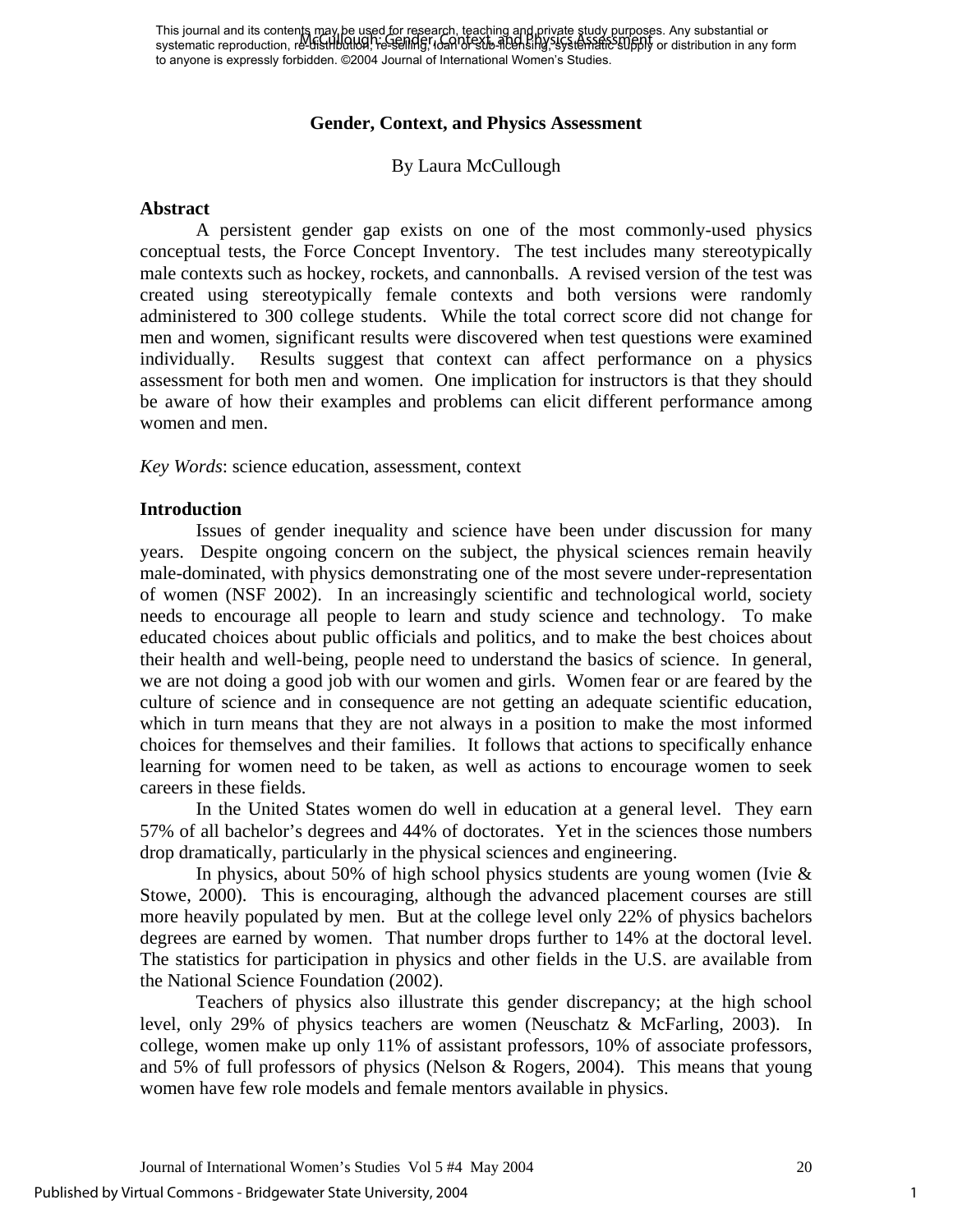# Gender, Context, and Physics Assessment

By Laura McCullough

## Abstract

A persistent gender gap exists on one of the most commonly-used physics conceptual tests, the Force Concept Inventory. The test includes many stereotypically male contexts such as hockey, rockets, and cannonballs. A revised version of the test was created using stereotypically female contexts and both versions were randomly administered to 300 college students. While the total correct score did not change for men and women, significant results were discovered when test questions were examined individually. Results suggest that context can affect performance on a physics assessment for both men and women. One implication for instructors is that they should be aware of how their examples and problems can elicit different performance among women and men.

*Key Words*: science education, assessment, context

## Introduction

Issues of gender inequality and science have been under discussion for many years. Despite ongoing concern on the subject, the physical sciences remain heavily male-dominated, with physics demonstrating one of the most severe under-representation of women (NSF 2002). In an increasingly scientific and technological world, society needs to encourage all people to learn and study science and technology. To make educated choices about public officials and politics, and to make the best choices about their health and well-being, people need to understand the basics of science. In general, we are not doing a good job with our women and girls. Women fear or are feared by the culture of science and in consequence are not getting an adequate scientific education, which in turn means that they are not always in a position to make the most informed choices for themselves and their families. It follows that actions to specifically enhance learning for women need to be taken, as well as actions to encourage women to seek careers in these fields.

In the United States women do well in education at a general level. They earn 57% of all bachelor's degrees and 44% of doctorates. Yet in the sciences those numbers drop dramatically, particularly in the physical sciences and engineering.

In physics, about 50% of high school physics students are young women (Ivie & Stowe, 2000). This is encouraging, although the advanced placement courses are still more heavily populated by men. But at the college level only 22% of physics bachelors degrees are earned by women. That number drops further to 14% at the doctoral level. The statistics for participation in physics and other fields in the U.S. are available from the National Science Foundation (2002).

Teachers of physics also illustrate this gender discrepancy; at the high school level, only 29% of physics teachers are women (Neuschatz & McFarling, 2003). In college, women make up only 11% of assistant professors, 10% of associate professors, and 5% of full professors of physics (Nelson & Rogers, 2004). This means that young women have few role models and female mentors available in physics.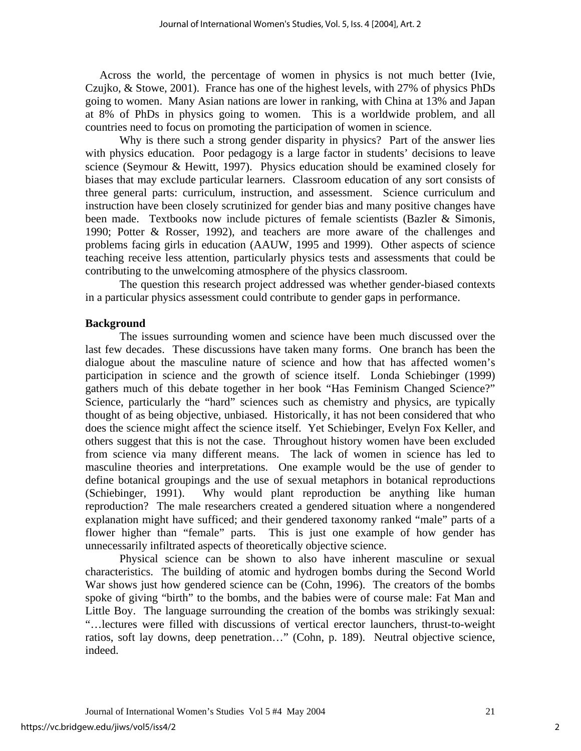Across the world, the percentage of women in physics is not much better (Ivie, Czujko, & Stowe, 2001). France has one of the highest levels, with 27% of physics PhDs going to women. Many Asian nations are lower in ranking, with China at 13% and Japan at 8% of PhDs in physics going to women. This is a worldwide problem, and all countries need to focus on promoting the participation of women in science.

Why is there such a strong gender disparity in physics? Part of the answer lies with physics education. Poor pedagogy is a large factor in students' decisions to leave science (Seymour & Hewitt, 1997). Physics education should be examined closely for biases that may exclude particular learners. Classroom education of any sort consists of three general parts: curriculum, instruction, and assessment. Science curriculum and instruction have been closely scrutinized for gender bias and many positive changes have been made. Textbooks now include pictures of female scientists (Bazler & Simonis, 1990; Potter & Rosser, 1992), and teachers are more aware of the challenges and problems facing girls in education (AAUW, 1995 and 1999). Other aspects of science teaching receive less attention, particularly physics tests and assessments that could be contributing to the unwelcoming atmosphere of the physics classroom.

The question this research project addressed was whether gender-biased contexts in a particular physics assessment could contribute to gender gaps in performance.

## Background

The issues surrounding women and science have been much discussed over the last few decades. These discussions have taken many forms. One branch has been the dialogue about the masculine nature of science and how that has affected women's participation in science and the growth of science itself. Londa Schiebinger (1999) gathers much of this debate together in her book "Has Feminism Changed Science?" Science, particularly the "hard" sciences such as chemistry and physics, are typically thought of as being objective, unbiased. Historically, it has not been considered that who does the science might affect the science itself. Yet Schiebinger, Evelyn Fox Keller, and others suggest that this is not the case. Throughout history women have been excluded from science via many different means. The lack of women in science has led to masculine theories and interpretations. One example would be the use of gender to define botanical groupings and the use of sexual metaphors in botanical reproductions (Schiebinger, 1991). Why would plant reproduction be anything like human reproduction? The male researchers created a gendered situation where a nongendered explanation might have sufficed; and their gendered taxonomy ranked "male" parts of a flower higher than "female" parts. This is just one example of how gender has unnecessarily infiltrated aspects of theoretically objective science.

Physical science can be shown to also have inherent masculine or sexual characteristics. The building of atomic and hydrogen bombs during the Second World War shows just how gendered science can be (Cohn, 1996). The creators of the bombs spoke of giving "birth" to the bombs, and the babies were of course male: Fat Man and Little Boy. The language surrounding the creation of the bombs was strikingly sexual: "…lectures were filled with discussions of vertical erector launchers, thrust-to-weight ratios, soft lay downs, deep penetration…" (Cohn, p. 189). Neutral objective science, indeed.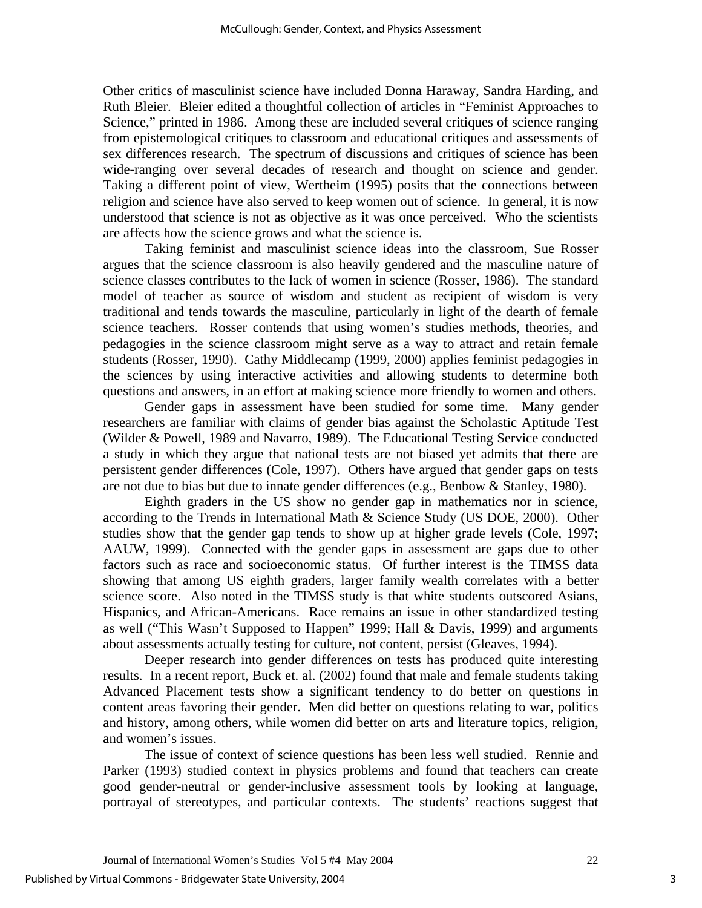Other critics of masculinist science have included Donna Haraway, Sandra Harding, and Ruth Bleier. Bleier edited a thoughtful collection of articles in "Feminist Approaches to Science," printed in 1986. Among these are included several critiques of science ranging from epistemological critiques to classroom and educational critiques and assessments of sex differences research. The spectrum of discussions and critiques of science has been wide-ranging over several decades of research and thought on science and gender. Taking a different point of view, Wertheim (1995) posits that the connections between religion and science have also served to keep women out of science. In general, it is now understood that science is not as objective as it was once perceived. Who the scientists are affects how the science grows and what the science is.

Taking feminist and masculinist science ideas into the classroom, Sue Rosser argues that the science classroom is also heavily gendered and the masculine nature of science classes contributes to the lack of women in science (Rosser, 1986). The standard model of teacher as source of wisdom and student as recipient of wisdom is very traditional and tends towards the masculine, particularly in light of the dearth of female science teachers. Rosser contends that using women's studies methods, theories, and pedagogies in the science classroom might serve as a way to attract and retain female students (Rosser, 1990). Cathy Middlecamp (1999, 2000) applies feminist pedagogies in the sciences by using interactive activities and allowing students to determine both questions and answers, in an effort at making science more friendly to women and others.

Gender gaps in assessment have been studied for some time. Many gender researchers are familiar with claims of gender bias against the Scholastic Aptitude Test (Wilder & Powell, 1989 and Navarro, 1989). The Educational Testing Service conducted a study in which they argue that national tests are not biased yet admits that there are persistent gender differences (Cole, 1997). Others have argued that gender gaps on tests are not due to bias but due to innate gender differences (e.g., Benbow & Stanley, 1980).

Eighth graders in the US show no gender gap in mathematics nor in science, according to the Trends in International Math & Science Study (US DOE, 2000). Other studies show that the gender gap tends to show up at higher grade levels (Cole, 1997; AAUW, 1999). Connected with the gender gaps in assessment are gaps due to other factors such as race and socioeconomic status. Of further interest is the TIMSS data showing that among US eighth graders, larger family wealth correlates with a better science score. Also noted in the TIMSS study is that white students outscored Asians, Hispanics, and African-Americans. Race remains an issue in other standardized testing as well ("This Wasn't Supposed to Happen" 1999; Hall & Davis, 1999) and arguments about assessments actually testing for culture, not content, persist (Gleaves, 1994).

Deeper research into gender differences on tests has produced quite interesting results. In a recent report, Buck et. al. (2002) found that male and female students taking Advanced Placement tests show a significant tendency to do better on questions in content areas favoring their gender. Men did better on questions relating to war, politics and history, among others, while women did better on arts and literature topics, religion, and women's issues.

The issue of context of science questions has been less well studied. Rennie and Parker (1993) studied context in physics problems and found that teachers can create good gender-neutral or gender-inclusive assessment tools by looking at language, portrayal of stereotypes, and particular contexts. The students' reactions suggest that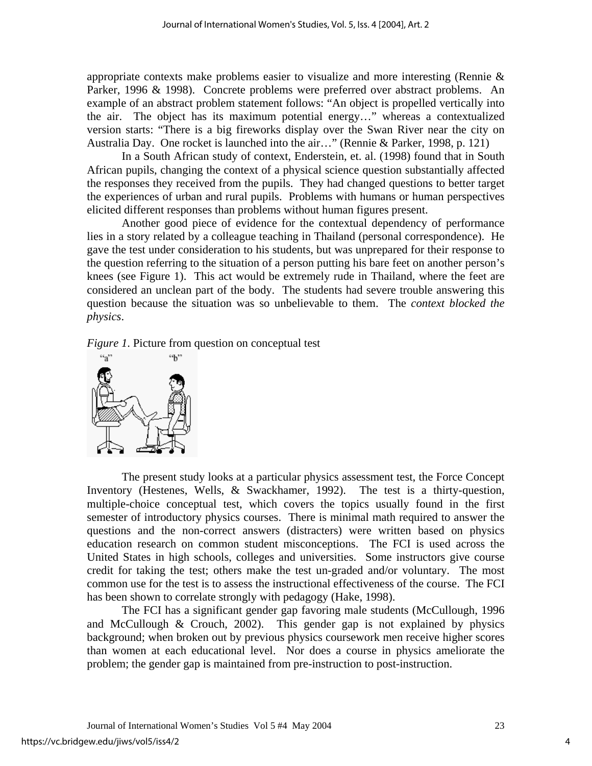appropriate contexts make problems easier to visualize and more interesting (Rennie & Parker, 1996 & 1998). Concrete problems were preferred over abstract problems. An example of an abstract problem statement follows: "An object is propelled vertically into the air. The object has its maximum potential energy…" whereas a contextualized version starts: "There is a big fireworks display over the Swan River near the city on Australia Day. One rocket is launched into the air…" (Rennie & Parker, 1998, p. 121)

In a South African study of context, Enderstein, et. al. (1998) found that in South African pupils, changing the context of a physical science question substantially affected the responses they received from the pupils. They had changed questions to better target the experiences of urban and rural pupils. Problems with humans or human perspectives elicited different responses than problems without human figures present.

Another good piece of evidence for the contextual dependency of performance lies in a story related by a colleague teaching in Thailand (personal correspondence). He gave the test under consideration to his students, but was unprepared for their response to the question referring to the situation of a person putting his bare feet on another person's knees (see Figure 1). This act would be extremely rude in Thailand, where the feet are considered an unclean part of the body. The students had severe trouble answering this question because the situation was so unbelievable to them. The *context blocked the physics*.

*Figure 1.* Picture from question on conceptual test

The present study looks at a particular physics assessment test, the Force Concept Inventory (Hestenes, Wells, & Swackhamer, 1992). The test is a thirty-question, multiple-choice conceptual test, which covers the topics usually found in the first semester of introductory physics courses. There is minimal math required to answer the questions and the non-correct answers (distracters) were written based on physics education research on common student misconceptions. The FCI is used across the United States in high schools, colleges and universities. Some instructors give course credit for taking the test; others make the test un-graded and/or voluntary. The most common use for the test is to assess the instructional effectiveness of the course. The FCI has been shown to correlate strongly with pedagogy (Hake, 1998).

The FCI has a significant gender gap favoring male students (McCullough, 1996 and McCullough & Crouch, 2002). This gender gap is not explained by physics background; when broken out by previous physics coursework men receive higher scores than women at each educational level. Nor does a course in physics ameliorate the problem; the gender gap is maintained from pre-instruction to post-instruction.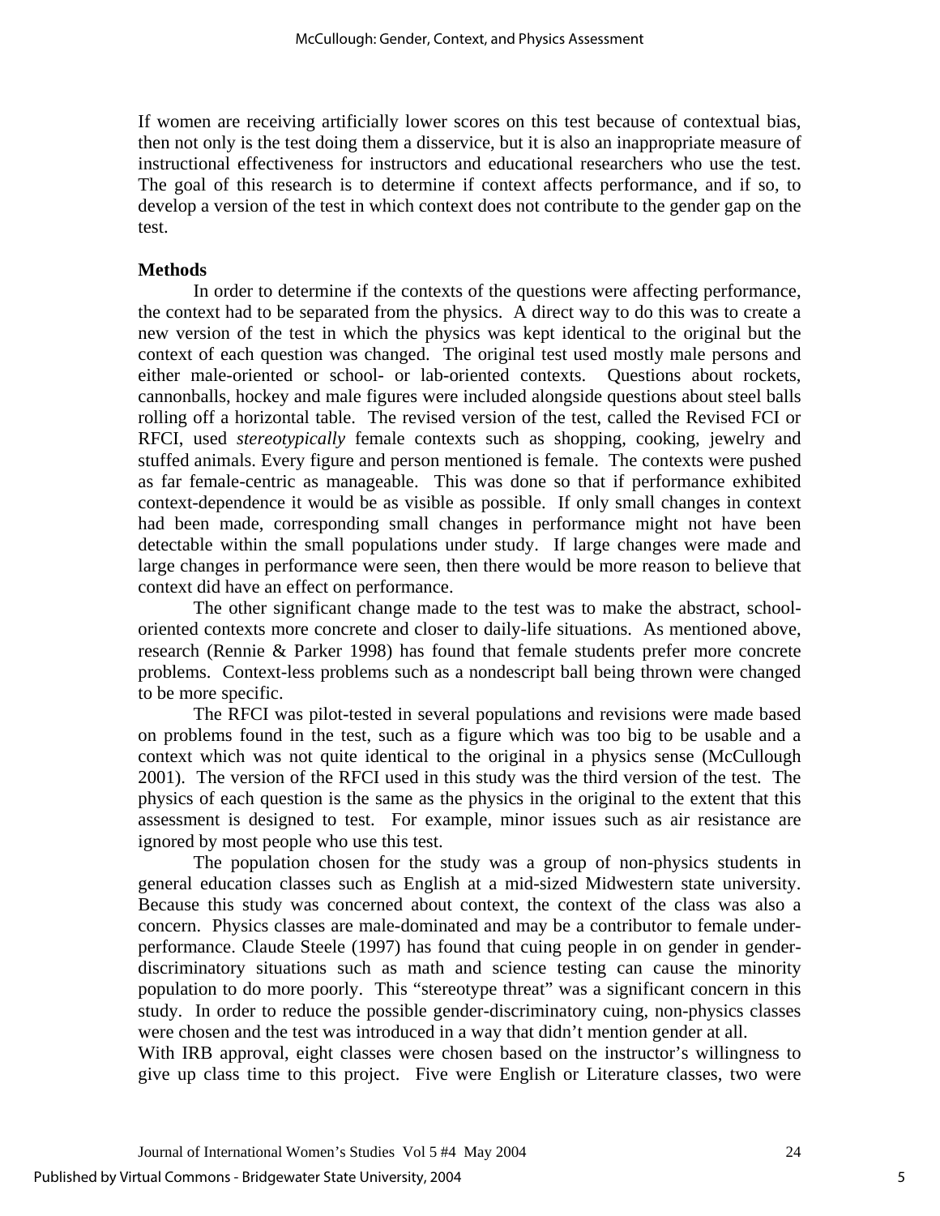If women are receiving artificially lower scores on this test because of contextual bias, then not only is the test doing them a disservice, but it is also an inappropriate measure of instructional effectiveness for instructors and educational researchers who use the test. The goal of this research is to determine if context affects performance, and if so, to develop a version of the test in which context does not contribute to the gender gap on the test.

**Methods**

In order to determine if the contexts of the questions were affecting performance, the context had to be separated from the physics. A direct way to do this was to create a new version of the test in which the physics was kept identical to the original but the context of each question was changed. The original test used mostly male persons and either male-oriented or school- or lab-oriented contexts. Questions about rockets, cannonballs, hockey and male figures were included alongside questions about steel balls rolling off a horizontal table. The revised version of the test, called the Revised FCI or RFCI, used *stereotypically* female contexts such as shopping, cooking, jewelry and stuffed animals. Every figure and person mentioned is female. The contexts were pushed as far female-centric as manageable. This was done so that if performance exhibited context-dependence it would be as visible as possible. If only small changes in context had been made, corresponding small changes in performance might not have been detectable within the small populations under study. If large changes were made and large changes in performance were seen, then there would be more reason to believe that context did have an effect on performance.

The other significant change made to the test was to make the abstract, school-oriented contexts more concrete and closer to daily-life situations. As mentioned above, research (Rennie & Parker 1998) has found that female students prefer more concrete problems. Context-less problems such as a nondescript ball being thrown were changed to be more specific.

The RFCI was pilot-tested in several populations and revisions were made based on problems found in the test, such as a figure which was too big to be usable and a context which was not quite identical to the original in a physics sense (McCullough 2001). The version of the RFCI used in this study was the third version of the test. The physics of each question is the same as the physics in the original to the extent that this assessment is designed to test. For example, minor issues such as air resistance are ignored by most people who use this test.

The population chosen for the study was a group of non-physics students in general education classes such as English at a mid-sized Midwestern state university. Because this study was concerned about context, the context of the class was also a concern. Physics classes are male-dominated and may be a contributor to female under-performance. Claude Steele (1997) has found that cuing people in on gender in gender-discriminatory situations such as math and science testing can cause the minority population to do more poorly. This "stereotype threat" was a significant concern in this study. In order to reduce the possible gender-discriminatory cuing, non-physics classes were chosen and the test was introduced in a way that didn't mention gender at all.

With IRB approval, eight classes were chosen based on the instructor's willingness to give up class time to this project. Five were English or Literature classes, two were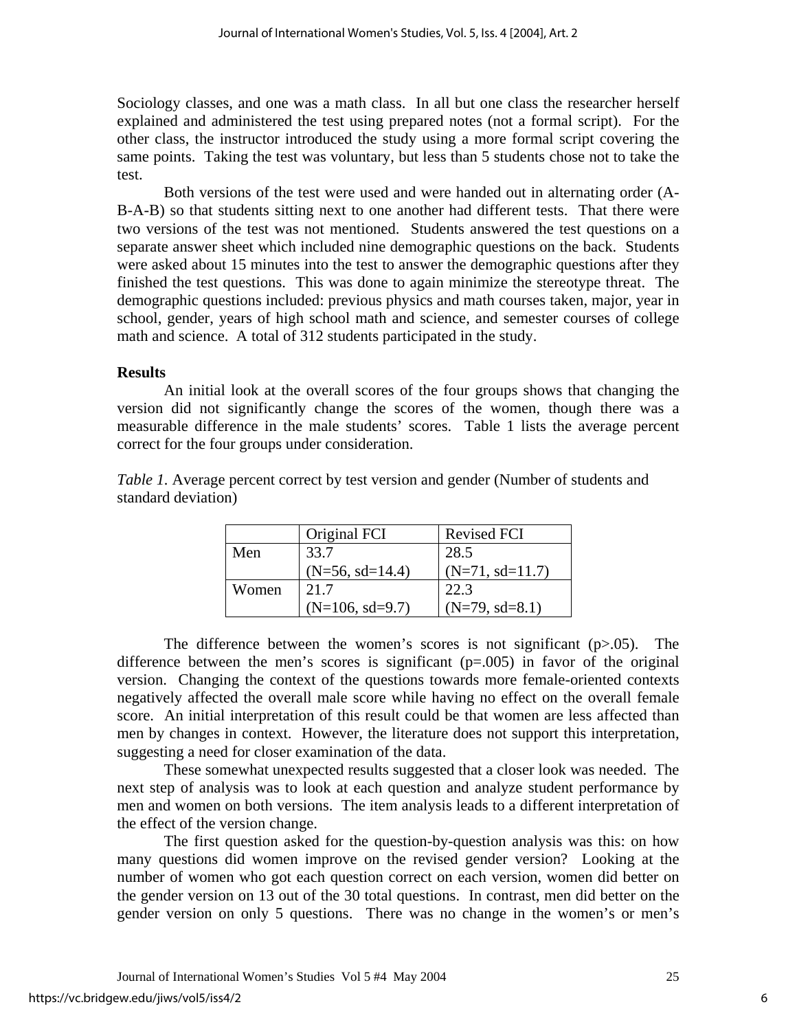Sociology classes, and one was a math class. In all but one class the researcher herself explained and administered the test using prepared notes (not a formal script). For the other class, the instructor introduced the study using a more formal script covering the same points. Taking the test was voluntary, but less than 5 students chose not to take the test.

Both versions of the test were used and were handed out in alternating order (A-B-A-B) so that students sitting next to one another had different tests. That there were two versions of the test was not mentioned. Students answered the test questions on a separate answer sheet which included nine demographic questions on the back. Students were asked about 15 minutes into the test to answer the demographic questions after they finished the test questions. This was done to again minimize the stereotype threat. The demographic questions included: previous physics and math courses taken, major, year in school, gender, years of high school math and science, and semester courses of college math and science. A total of 312 students participated in the study.

**Results**

An initial look at the overall scores of the four groups shows that changing the version did not significantly change the scores of the women, though there was a measurable difference in the male students' scores. Table 1 lists the average percent correct for the four groups under consideration.

*Table 1.* Average percent correct by test version and gender (Number of students and standard deviation)

| | Original FCI | Revised FCI |
|---|---|---|
| Men | 33.7 (N=56, sd=14.4) | 28.5 (N=71, sd=11.7) |
| Women | 21.7 (N=106, sd=9.7) | 22.3 (N=79, sd=8.1) |

The difference between the women's scores is not significant ($p>.05$). The difference between the men's scores is significant ($p=.005$) in favor of the original version. Changing the context of the questions towards more female-oriented contexts negatively affected the overall male score while having no effect on the overall female score. An initial interpretation of this result could be that women are less affected than men by changes in context. However, the literature does not support this interpretation, suggesting a need for closer examination of the data.

These somewhat unexpected results suggested that a closer look was needed. The next step of analysis was to look at each question and analyze student performance by men and women on both versions. The item analysis leads to a different interpretation of the effect of the version change.

The first question asked for the question-by-question analysis was this: on how many questions did women improve on the revised gender version? Looking at the number of women who got each question correct on each version, women did better on the gender version on 13 out of the 30 total questions. In contrast, men did better on the gender version on only 5 questions. There was no change in the women's or men's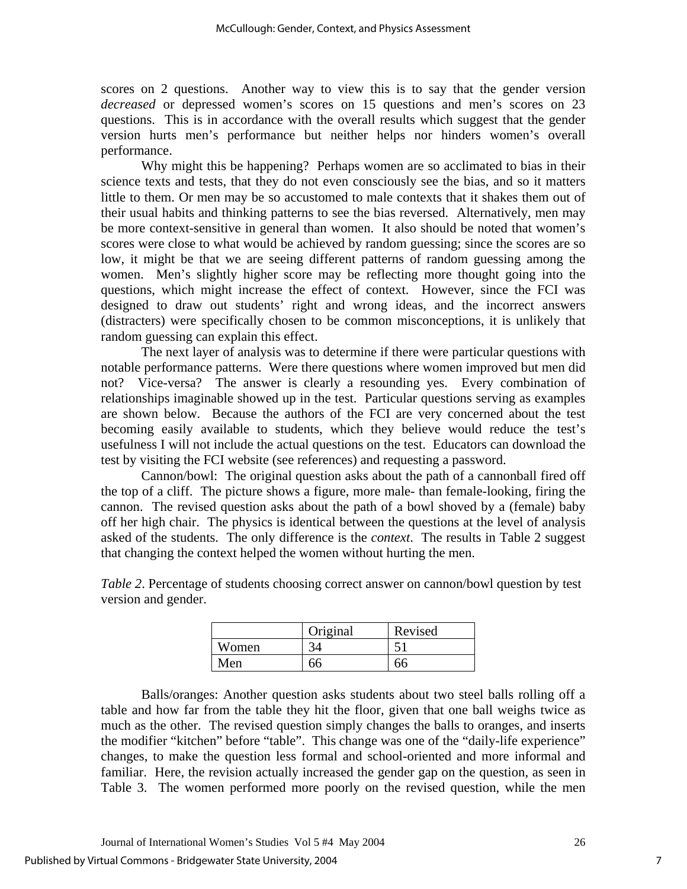scores on 2 questions. Another way to view this is to say that the gender version *decreased* or depressed women's scores on 15 questions and men's scores on 23 questions. This is in accordance with the overall results which suggest that the gender version hurts men's performance but neither helps nor hinders women's overall performance.

Why might this be happening? Perhaps women are so acclimated to bias in their science texts and tests, that they do not even consciously see the bias, and so it matters little to them. Or men may be so accustomed to male contexts that it shakes them out of their usual habits and thinking patterns to see the bias reversed. Alternatively, men may be more context-sensitive in general than women. It also should be noted that women's scores were close to what would be achieved by random guessing; since the scores are so low, it might be that we are seeing different patterns of random guessing among the women. Men's slightly higher score may be reflecting more thought going into the questions, which might increase the effect of context. However, since the FCI was designed to draw out students' right and wrong ideas, and the incorrect answers (distracters) were specifically chosen to be common misconceptions, it is unlikely that random guessing can explain this effect.

The next layer of analysis was to determine if there were particular questions with notable performance patterns. Were there questions where women improved but men did not? Vice-versa? The answer is clearly a resounding yes. Every combination of relationships imaginable showed up in the test. Particular questions serving as examples are shown below. Because the authors of the FCI are very concerned about the test becoming easily available to students, which they believe would reduce the test's usefulness I will not include the actual questions on the test. Educators can download the test by visiting the FCI website (see references) and requesting a password.

Cannon/bowl: The original question asks about the path of a cannonball fired off the top of a cliff. The picture shows a figure, more male- than female-looking, firing the cannon. The revised question asks about the path of a bowl shoved by a (female) baby off her high chair. The physics is identical between the questions at the level of analysis asked of the students. The only difference is the *context*. The results in Table 2 suggest that changing the context helped the women without hurting the men.

*Table 2*. Percentage of students choosing correct answer on cannon/bowl question by test version and gender.

| | Original | Revised |
|---|---|---|
| Women | 34 | 51 |
| Men | 66 | 66 |

Balls/oranges: Another question asks students about two steel balls rolling off a table and how far from the table they hit the floor, given that one ball weighs twice as much as the other. The revised question simply changes the balls to oranges, and inserts the modifier "kitchen" before "table". This change was one of the "daily-life experience" changes, to make the question less formal and school-oriented and more informal and familiar. Here, the revision actually increased the gender gap on the question, as seen in Table 3. The women performed more poorly on the revised question, while the men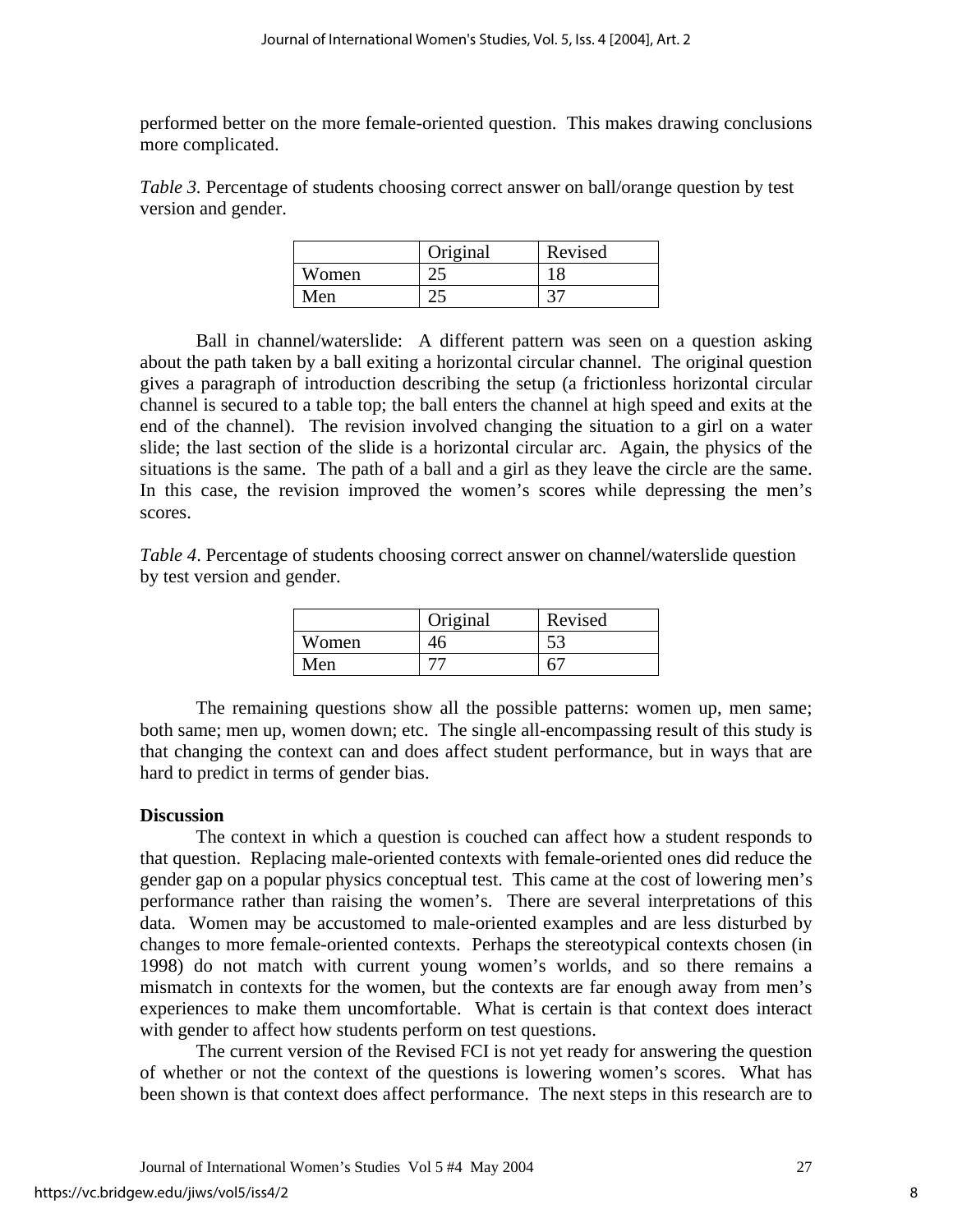performed better on the more female-oriented question. This makes drawing conclusions more complicated.

*Table 3.* Percentage of students choosing correct answer on ball/orange question by test version and gender.

| | Original | Revised |
|---|---|---|
| Women | 25 | 18 |
| Men | 25 | 37 |

Ball in channel/waterslide: A different pattern was seen on a question asking about the path taken by a ball exiting a horizontal circular channel. The original question gives a paragraph of introduction describing the setup (a frictionless horizontal circular channel is secured to a table top; the ball enters the channel at high speed and exits at the end of the channel). The revision involved changing the situation to a girl on a water slide; the last section of the slide is a horizontal circular arc. Again, the physics of the situations is the same. The path of a ball and a girl as they leave the circle are the same. In this case, the revision improved the women's scores while depressing the men's scores.

*Table 4*. Percentage of students choosing correct answer on channel/waterslide question by test version and gender.

| | Original | Revised |
|---|---|---|
| Women | 46 | 53 |
| Men | 77 | 67 |

The remaining questions show all the possible patterns: women up, men same; both same; men up, women down; etc. The single all-encompassing result of this study is that changing the context can and does affect student performance, but in ways that are hard to predict in terms of gender bias.

**Discussion**

The context in which a question is couched can affect how a student responds to that question. Replacing male-oriented contexts with female-oriented ones did reduce the gender gap on a popular physics conceptual test. This came at the cost of lowering men's performance rather than raising the women's. There are several interpretations of this data. Women may be accustomed to male-oriented examples and are less disturbed by changes to more female-oriented contexts. Perhaps the stereotypical contexts chosen (in 1998) do not match with current young women's worlds, and so there remains a mismatch in contexts for the women, but the contexts are far enough away from men's experiences to make them uncomfortable. What is certain is that context does interact with gender to affect how students perform on test questions.

The current version of the Revised FCI is not yet ready for answering the question of whether or not the context of the questions is lowering women's scores. What has been shown is that context does affect performance. The next steps in this research are to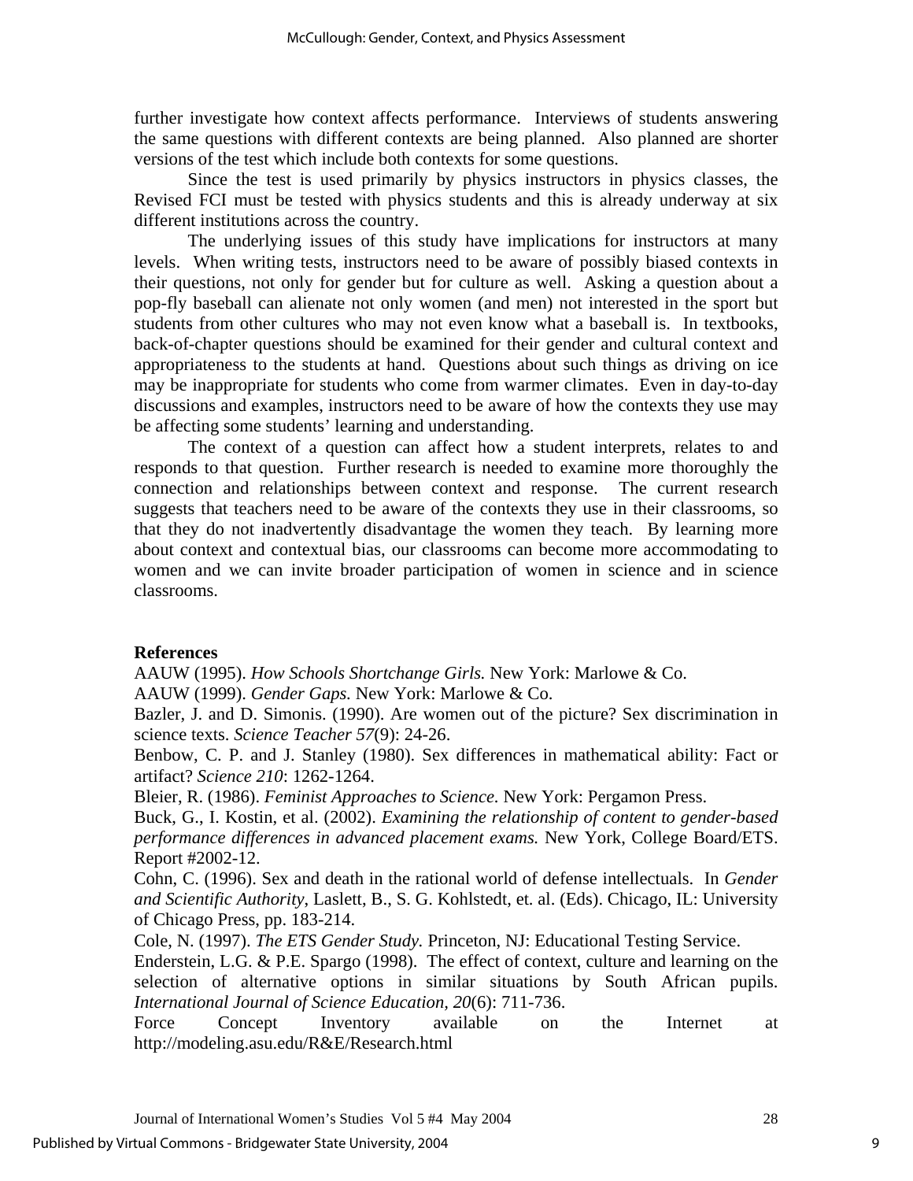further investigate how context affects performance. Interviews of students answering the same questions with different contexts are being planned. Also planned are shorter versions of the test which include both contexts for some questions.

Since the test is used primarily by physics instructors in physics classes, the Revised FCI must be tested with physics students and this is already underway at six different institutions across the country.

The underlying issues of this study have implications for instructors at many levels. When writing tests, instructors need to be aware of possibly biased contexts in their questions, not only for gender but for culture as well. Asking a question about a pop-fly baseball can alienate not only women (and men) not interested in the sport but students from other cultures who may not even know what a baseball is. In textbooks, back-of-chapter questions should be examined for their gender and cultural context and appropriateness to the students at hand. Questions about such things as driving on ice may be inappropriate for students who come from warmer climates. Even in day-to-day discussions and examples, instructors need to be aware of how the contexts they use may be affecting some students' learning and understanding.

The context of a question can affect how a student interprets, relates to and responds to that question. Further research is needed to examine more thoroughly the connection and relationships between context and response. The current research suggests that teachers need to be aware of the contexts they use in their classrooms, so that they do not inadvertently disadvantage the women they teach. By learning more about context and contextual bias, our classrooms can become more accommodating to women and we can invite broader participation of women in science and in science classrooms.

**References**

AAUW (1995). *How Schools Shortchange Girls.* New York: Marlowe & Co.

AAUW (1999). *Gender Gaps.* New York: Marlowe & Co.

Bazler, J. and D. Simonis. (1990). Are women out of the picture? Sex discrimination in science texts. *Science Teacher 57*(9): 24-26.

Benbow, C. P. and J. Stanley (1980). Sex differences in mathematical ability: Fact or artifact? *Science 210*: 1262-1264.

Bleier, R. (1986). *Feminist Approaches to Science.* New York: Pergamon Press.

Buck, G., I. Kostin, et al. (2002). *Examining the relationship of content to gender-based performance differences in advanced placement exams.* New York, College Board/ETS. Report #2002-12.

Cohn, C. (1996). Sex and death in the rational world of defense intellectuals. In *Gender and Scientific Authority*, Laslett, B., S. G. Kohlstedt, et. al. (Eds). Chicago, IL: University of Chicago Press, pp. 183-214.

Cole, N. (1997). *The ETS Gender Study.* Princeton, NJ: Educational Testing Service.

Enderstein, L.G. & P.E. Spargo (1998). The effect of context, culture and learning on the selection of alternative options in similar situations by South African pupils. *International Journal of Science Education, 20*(6): 711-736.

Force Concept Inventory available on the Internet at http://modeling.asu.edu/R&E/Research.html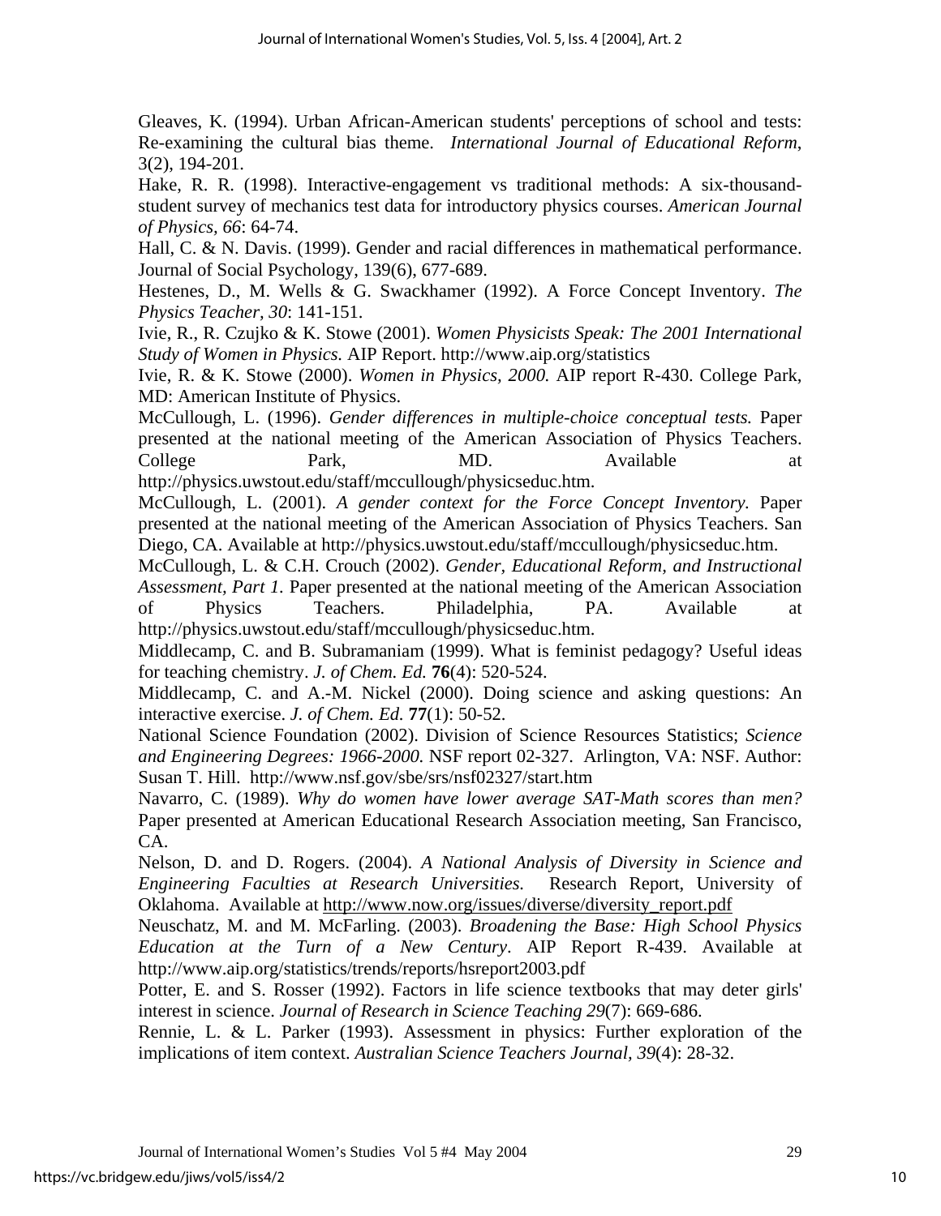Gleaves, K. (1994). Urban African-American students' perceptions of school and tests: Re-examining the cultural bias theme. *International Journal of Educational Reform*, 3(2), 194-201.

Hake, R. R. (1998). Interactive-engagement vs traditional methods: A six-thousand-student survey of mechanics test data for introductory physics courses. *American Journal of Physics, 66*: 64-74.

Hall, C. & N. Davis. (1999). Gender and racial differences in mathematical performance. Journal of Social Psychology, 139(6), 677-689.

Hestenes, D., M. Wells & G. Swackhamer (1992). A Force Concept Inventory. *The Physics Teacher, 30*: 141-151.

Ivie, R., R. Czujko & K. Stowe (2001). *Women Physicists Speak: The 2001 International Study of Women in Physics.* AIP Report. http://www.aip.org/statistics

Ivie, R. & K. Stowe (2000). *Women in Physics, 2000.* AIP report R-430. College Park, MD: American Institute of Physics.

McCullough, L. (1996). *Gender differences in multiple-choice conceptual tests.* Paper presented at the national meeting of the American Association of Physics Teachers. College Park, MD. Available at http://physics.uwstout.edu/staff/mccullough/physicseduc.htm.

McCullough, L. (2001). *A gender context for the Force Concept Inventory.* Paper presented at the national meeting of the American Association of Physics Teachers. San Diego, CA. Available at http://physics.uwstout.edu/staff/mccullough/physicseduc.htm.

McCullough, L. & C.H. Crouch (2002). *Gender, Educational Reform, and Instructional Assessment, Part 1.* Paper presented at the national meeting of the American Association of Physics Teachers. Philadelphia, PA. Available at http://physics.uwstout.edu/staff/mccullough/physicseduc.htm.

Middlecamp, C. and B. Subramaniam (1999). What is feminist pedagogy? Useful ideas for teaching chemistry. *J. of Chem. Ed.* **76**(4): 520-524.

Middlecamp, C. and A.-M. Nickel (2000). Doing science and asking questions: An interactive exercise. *J. of Chem. Ed.* **77**(1): 50-52.

National Science Foundation (2002). Division of Science Resources Statistics; *Science and Engineering Degrees: 1966-2000.* NSF report 02-327. Arlington, VA: NSF. Author: Susan T. Hill. http://www.nsf.gov/sbe/srs/nsf02327/start.htm

Navarro, C. (1989). *Why do women have lower average SAT-Math scores than men?* Paper presented at American Educational Research Association meeting, San Francisco, CA.

Nelson, D. and D. Rogers. (2004). *A National Analysis of Diversity in Science and Engineering Faculties at Research Universities.* Research Report, University of Oklahoma. Available at http://www.now.org/issues/diverse/diversity_report.pdf

Neuschatz, M. and M. McFarling. (2003). *Broadening the Base: High School Physics Education at the Turn of a New Century*. AIP Report R-439. Available at http://www.aip.org/statistics/trends/reports/hsreport2003.pdf

Potter, E. and S. Rosser (1992). Factors in life science textbooks that may deter girls' interest in science. *Journal of Research in Science Teaching 29*(7): 669-686.

Rennie, L. & L. Parker (1993). Assessment in physics: Further exploration of the implications of item context. *Australian Science Teachers Journal, 39*(4): 28-32.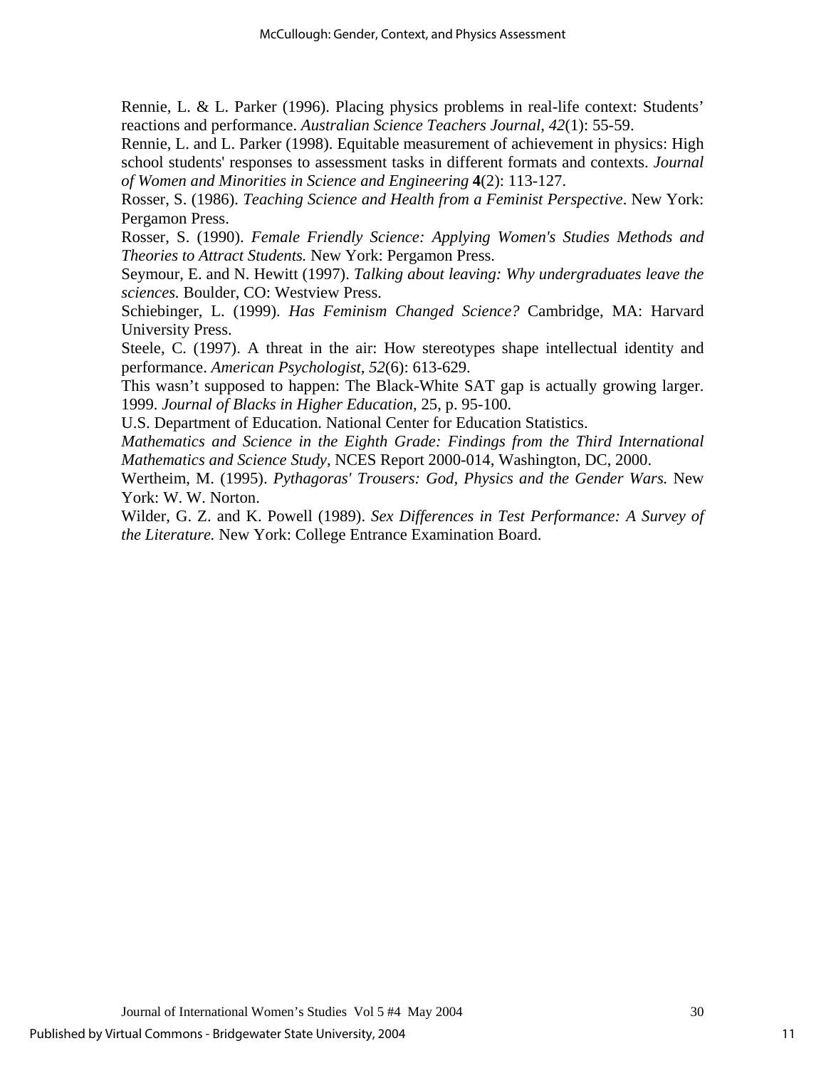Rennie, L. & L. Parker (1996). Placing physics problems in real-life context: Students' reactions and performance. *Australian Science Teachers Journal, 42*(1): 55-59.

Rennie, L. and L. Parker (1998). Equitable measurement of achievement in physics: High school students' responses to assessment tasks in different formats and contexts. *Journal of Women and Minorities in Science and Engineering* **4**(2): 113-127.

Rosser, S. (1986). *Teaching Science and Health from a Feminist Perspective*. New York: Pergamon Press.

Rosser, S. (1990). *Female Friendly Science: Applying Women's Studies Methods and Theories to Attract Students.* New York: Pergamon Press.

Seymour, E. and N. Hewitt (1997). *Talking about leaving: Why undergraduates leave the sciences.* Boulder, CO: Westview Press.

Schiebinger, L. (1999). *Has Feminism Changed Science?* Cambridge, MA: Harvard University Press.

Steele, C. (1997). A threat in the air: How stereotypes shape intellectual identity and performance. *American Psychologist, 52*(6): 613-629.

This wasn't supposed to happen: The Black-White SAT gap is actually growing larger. 1999. *Journal of Blacks in Higher Education*, 25, p. 95-100.

U.S. Department of Education. National Center for Education Statistics.

*Mathematics and Science in the Eighth Grade: Findings from the Third International Mathematics and Science Study*, NCES Report 2000-014, Washington, DC, 2000.

Wertheim, M. (1995). *Pythagoras' Trousers: God, Physics and the Gender Wars.* New York: W. W. Norton.

Wilder, G. Z. and K. Powell (1989). *Sex Differences in Test Performance: A Survey of the Literature.* New York: College Entrance Examination Board.